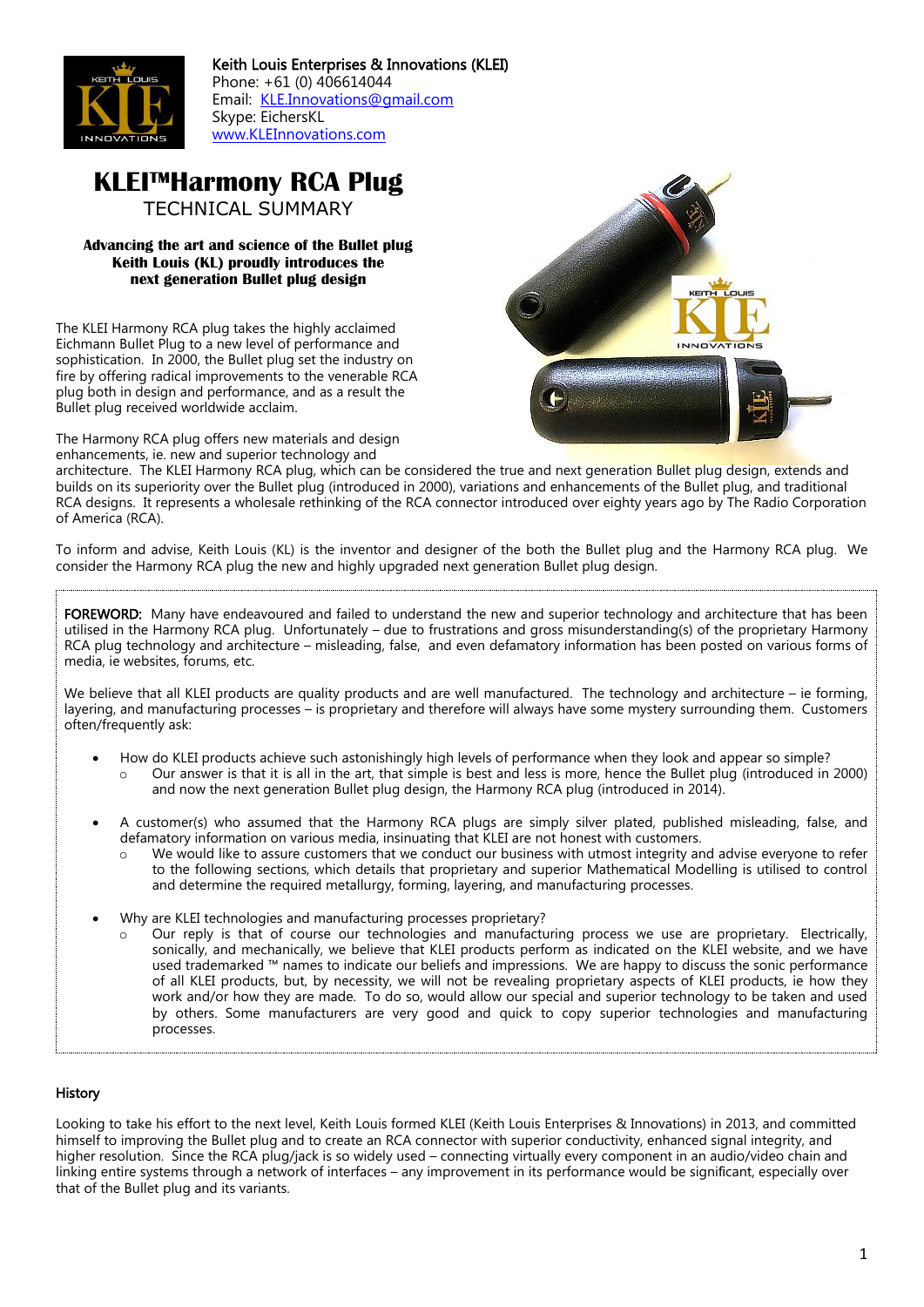**Keith Louis Enterprises & Innovations (KLEI)**
Phone: +61 (0) 406614044
Email: KLE.Innovations@gmail.com
Skype: EichersKL
www.KLEInnovations.com

# KLEI™Harmony RCA Plug

TECHNICAL SUMMARY

**Advancing the art and science of the Bullet plug**
**Keith Louis (KL) proudly introduces the next generation Bullet plug design**

The KLEI Harmony RCA plug takes the highly acclaimed Eichmann Bullet Plug to a new level of performance and sophistication. In 2000, the Bullet plug set the industry on fire by offering radical improvements to the venerable RCA plug both in design and performance, and as a result the Bullet plug received worldwide acclaim.

The Harmony RCA plug offers new materials and design enhancements, ie. new and superior technology and architecture. The KLEI Harmony RCA plug, which can be considered the true and next generation Bullet plug design, extends and builds on its superiority over the Bullet plug (introduced in 2000), variations and enhancements of the Bullet plug, and traditional RCA designs. It represents a wholesale rethinking of the RCA connector introduced over eighty years ago by The Radio Corporation of America (RCA).

To inform and advise, Keith Louis (KL) is the inventor and designer of the both the Bullet plug and the Harmony RCA plug. We consider the Harmony RCA plug the new and highly upgraded next generation Bullet plug design.

FOREWORD: Many have endeavoured and failed to understand the new and superior technology and architecture that has been utilised in the Harmony RCA plug. Unfortunately – due to frustrations and gross misunderstanding(s) of the proprietary Harmony RCA plug technology and architecture – misleading, false, and even defamatory information has been posted on various forms of media, ie websites, forums, etc.

We believe that all KLEI products are quality products and are well manufactured. The technology and architecture – ie forming, layering, and manufacturing processes – is proprietary and therefore will always have some mystery surrounding them. Customers often/frequently ask:

- How do KLEI products achieve such astonishingly high levels of performance when they look and appear so simple?
  - Our answer is that it is all in the art, that simple is best and less is more, hence the Bullet plug (introduced in 2000) and now the next generation Bullet plug design, the Harmony RCA plug (introduced in 2014).
- A customer(s) who assumed that the Harmony RCA plugs are simply silver plated, published misleading, false, and defamatory information on various media, insinuating that KLEI are not honest with customers.
  - We would like to assure customers that we conduct our business with utmost integrity and advise everyone to refer to the following sections, which details that proprietary and superior Mathematical Modelling is utilised to control and determine the required metallurgy, forming, layering, and manufacturing processes.
- Why are KLEI technologies and manufacturing processes proprietary?
  - Our reply is that of course our technologies and manufacturing process we use are proprietary. Electrically, sonically, and mechanically, we believe that KLEI products perform as indicated on the KLEI website, and we have used trademarked ™ names to indicate our beliefs and impressions. We are happy to discuss the sonic performance of all KLEI products, but, by necessity, we will not be revealing proprietary aspects of KLEI products, ie how they work and/or how they are made. To do so, would allow our special and superior technology to be taken and used by others. Some manufacturers are very good and quick to copy superior technologies and manufacturing processes.

## History

Looking to take his effort to the next level, Keith Louis formed KLEI (Keith Louis Enterprises & Innovations) in 2013, and committed himself to improving the Bullet plug and to create an RCA connector with superior conductivity, enhanced signal integrity, and higher resolution. Since the RCA plug/jack is so widely used – connecting virtually every component in an audio/video chain and linking entire systems through a network of interfaces – any improvement in its performance would be significant, especially over that of the Bullet plug and its variants.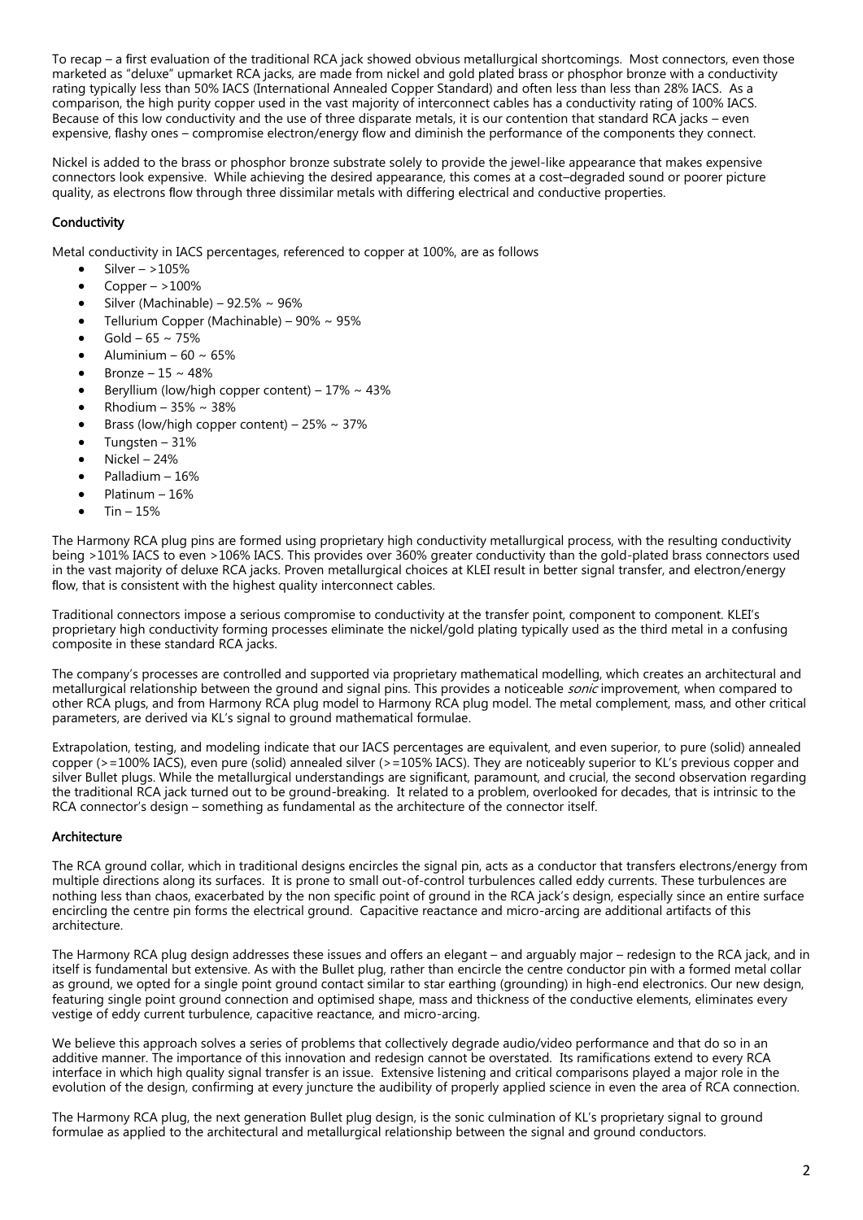To recap – a first evaluation of the traditional RCA jack showed obvious metallurgical shortcomings. Most connectors, even those marketed as "deluxe" upmarket RCA jacks, are made from nickel and gold plated brass or phosphor bronze with a conductivity rating typically less than 50% IACS (International Annealed Copper Standard) and often less than less than 28% IACS. As a comparison, the high purity copper used in the vast majority of interconnect cables has a conductivity rating of 100% IACS. Because of this low conductivity and the use of three disparate metals, it is our contention that standard RCA jacks – even expensive, flashy ones – compromise electron/energy flow and diminish the performance of the components they connect.

Nickel is added to the brass or phosphor bronze substrate solely to provide the jewel-like appearance that makes expensive connectors look expensive. While achieving the desired appearance, this comes at a cost–degraded sound or poorer picture quality, as electrons flow through three dissimilar metals with differing electrical and conductive properties.

### Conductivity

Metal conductivity in IACS percentages, referenced to copper at 100%, are as follows

- Silver – >105%
- Copper – >100%
- Silver (Machinable) – 92.5% ~ 96%
- Tellurium Copper (Machinable) – 90% ~ 95%
- Gold – 65 ~ 75%
- Aluminium – 60 ~ 65%
- Bronze – 15 ~ 48%
- Beryllium (low/high copper content) – 17% ~ 43%
- Rhodium – 35% ~ 38%
- Brass (low/high copper content) – 25% ~ 37%
- Tungsten – 31%
- Nickel – 24%
- Palladium – 16%
- Platinum – 16%
- Tin – 15%

The Harmony RCA plug pins are formed using proprietary high conductivity metallurgical process, with the resulting conductivity being >101% IACS to even >106% IACS. This provides over 360% greater conductivity than the gold-plated brass connectors used in the vast majority of deluxe RCA jacks. Proven metallurgical choices at KLEI result in better signal transfer, and electron/energy flow, that is consistent with the highest quality interconnect cables.

Traditional connectors impose a serious compromise to conductivity at the transfer point, component to component. KLEI's proprietary high conductivity forming processes eliminate the nickel/gold plating typically used as the third metal in a confusing composite in these standard RCA jacks.

The company's processes are controlled and supported via proprietary mathematical modelling, which creates an architectural and metallurgical relationship between the ground and signal pins. This provides a noticeable *sonic* improvement, when compared to other RCA plugs, and from Harmony RCA plug model to Harmony RCA plug model. The metal complement, mass, and other critical parameters, are derived via KL's signal to ground mathematical formulae.

Extrapolation, testing, and modeling indicate that our IACS percentages are equivalent, and even superior, to pure (solid) annealed copper (>=100% IACS), even pure (solid) annealed silver (>=105% IACS). They are noticeably superior to KL's previous copper and silver Bullet plugs. While the metallurgical understandings are significant, paramount, and crucial, the second observation regarding the traditional RCA jack turned out to be ground-breaking. It related to a problem, overlooked for decades, that is intrinsic to the RCA connector's design – something as fundamental as the architecture of the connector itself.

### Architecture

The RCA ground collar, which in traditional designs encircles the signal pin, acts as a conductor that transfers electrons/energy from multiple directions along its surfaces. It is prone to small out-of-control turbulences called eddy currents. These turbulences are nothing less than chaos, exacerbated by the non specific point of ground in the RCA jack's design, especially since an entire surface encircling the centre pin forms the electrical ground. Capacitive reactance and micro-arcing are additional artifacts of this architecture.

The Harmony RCA plug design addresses these issues and offers an elegant – and arguably major – redesign to the RCA jack, and in itself is fundamental but extensive. As with the Bullet plug, rather than encircle the centre conductor pin with a formed metal collar as ground, we opted for a single point ground contact similar to star earthing (grounding) in high-end electronics. Our new design, featuring single point ground connection and optimised shape, mass and thickness of the conductive elements, eliminates every vestige of eddy current turbulence, capacitive reactance, and micro-arcing.

We believe this approach solves a series of problems that collectively degrade audio/video performance and that do so in an additive manner. The importance of this innovation and redesign cannot be overstated. Its ramifications extend to every RCA interface in which high quality signal transfer is an issue. Extensive listening and critical comparisons played a major role in the evolution of the design, confirming at every juncture the audibility of properly applied science in even the area of RCA connection.

The Harmony RCA plug, the next generation Bullet plug design, is the sonic culmination of KL's proprietary signal to ground formulae as applied to the architectural and metallurgical relationship between the signal and ground conductors.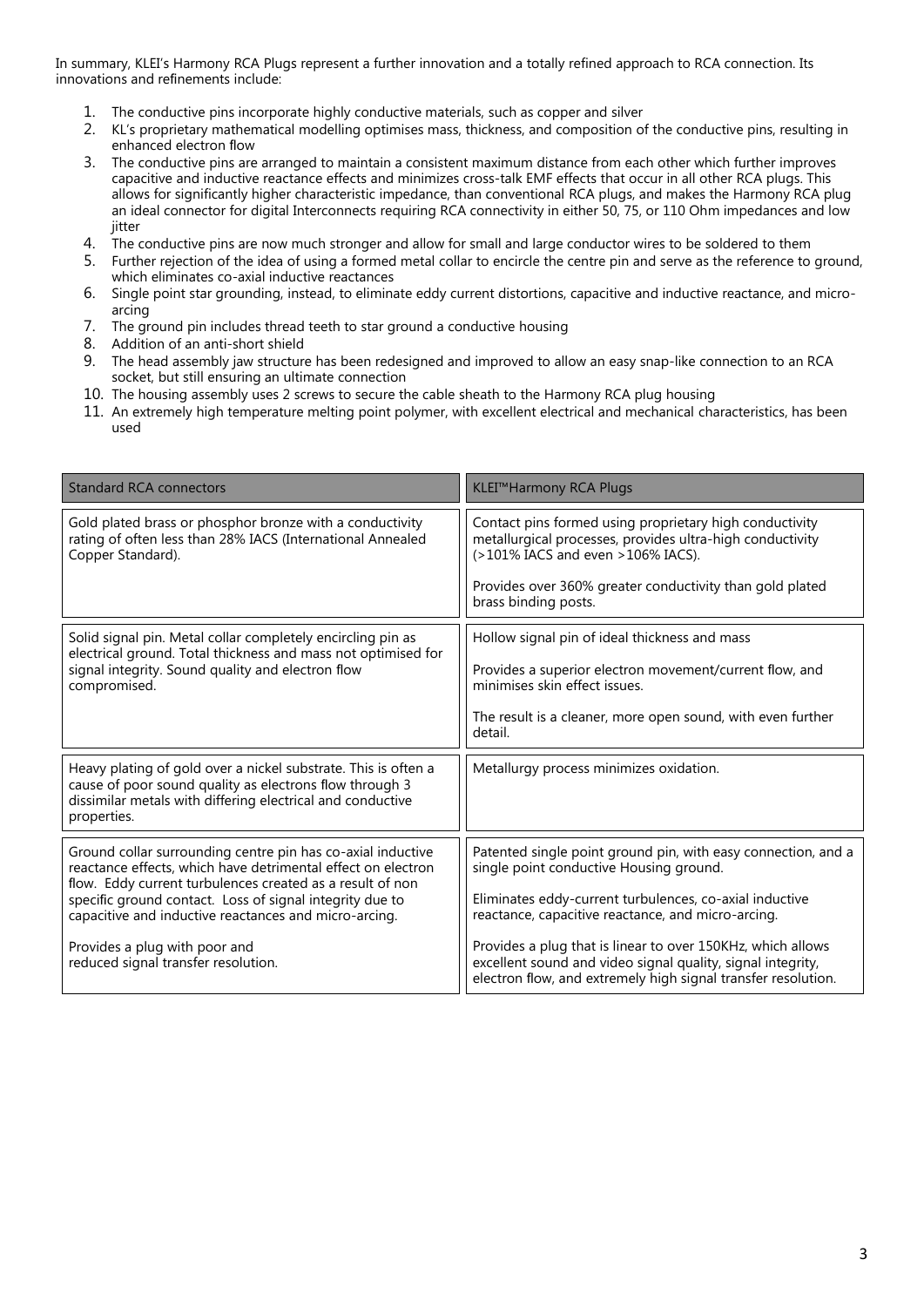In summary, KLEI's Harmony RCA Plugs represent a further innovation and a totally refined approach to RCA connection. Its innovations and refinements include:

1. The conductive pins incorporate highly conductive materials, such as copper and silver
2. KL's proprietary mathematical modelling optimises mass, thickness, and composition of the conductive pins, resulting in enhanced electron flow
3. The conductive pins are arranged to maintain a consistent maximum distance from each other which further improves capacitive and inductive reactance effects and minimizes cross-talk EMF effects that occur in all other RCA plugs. This allows for significantly higher characteristic impedance, than conventional RCA plugs, and makes the Harmony RCA plug an ideal connector for digital Interconnects requiring RCA connectivity in either 50, 75, or 110 Ohm impedances and low jitter
4. The conductive pins are now much stronger and allow for small and large conductor wires to be soldered to them
5. Further rejection of the idea of using a formed metal collar to encircle the centre pin and serve as the reference to ground, which eliminates co-axial inductive reactances
6. Single point star grounding, instead, to eliminate eddy current distortions, capacitive and inductive reactance, and micro-arcing
7. The ground pin includes thread teeth to star ground a conductive housing
8. Addition of an anti-short shield
9. The head assembly jaw structure has been redesigned and improved to allow an easy snap-like connection to an RCA socket, but still ensuring an ultimate connection
10. The housing assembly uses 2 screws to secure the cable sheath to the Harmony RCA plug housing
11. An extremely high temperature melting point polymer, with excellent electrical and mechanical characteristics, has been used

| Standard RCA connectors | KLEI™Harmony RCA Plugs |
| --- | --- |
| Gold plated brass or phosphor bronze with a conductivity rating of often less than 28% IACS (International Annealed Copper Standard). | Contact pins formed using proprietary high conductivity metallurgical processes, provides ultra-high conductivity (>101% IACS and even >106% IACS).<br><br>Provides over 360% greater conductivity than gold plated brass binding posts. |
| Solid signal pin. Metal collar completely encircling pin as electrical ground. Total thickness and mass not optimised for signal integrity. Sound quality and electron flow compromised. | Hollow signal pin of ideal thickness and mass<br><br>Provides a superior electron movement/current flow, and minimises skin effect issues.<br><br>The result is a cleaner, more open sound, with even further detail. |
| Heavy plating of gold over a nickel substrate. This is often a cause of poor sound quality as electrons flow through 3 dissimilar metals with differing electrical and conductive properties. | Metallurgy process minimizes oxidation. |
| Ground collar surrounding centre pin has co-axial inductive reactance effects, which have detrimental effect on electron flow. Eddy current turbulences created as a result of non specific ground contact. Loss of signal integrity due to capacitive and inductive reactances and micro-arcing.<br><br>Provides a plug with poor and reduced signal transfer resolution. | Patented single point ground pin, with easy connection, and a single point conductive Housing ground.<br><br>Eliminates eddy-current turbulences, co-axial inductive reactance, capacitive reactance, and micro-arcing.<br><br>Provides a plug that is linear to over 150KHz, which allows excellent sound and video signal quality, signal integrity, electron flow, and extremely high signal transfer resolution. |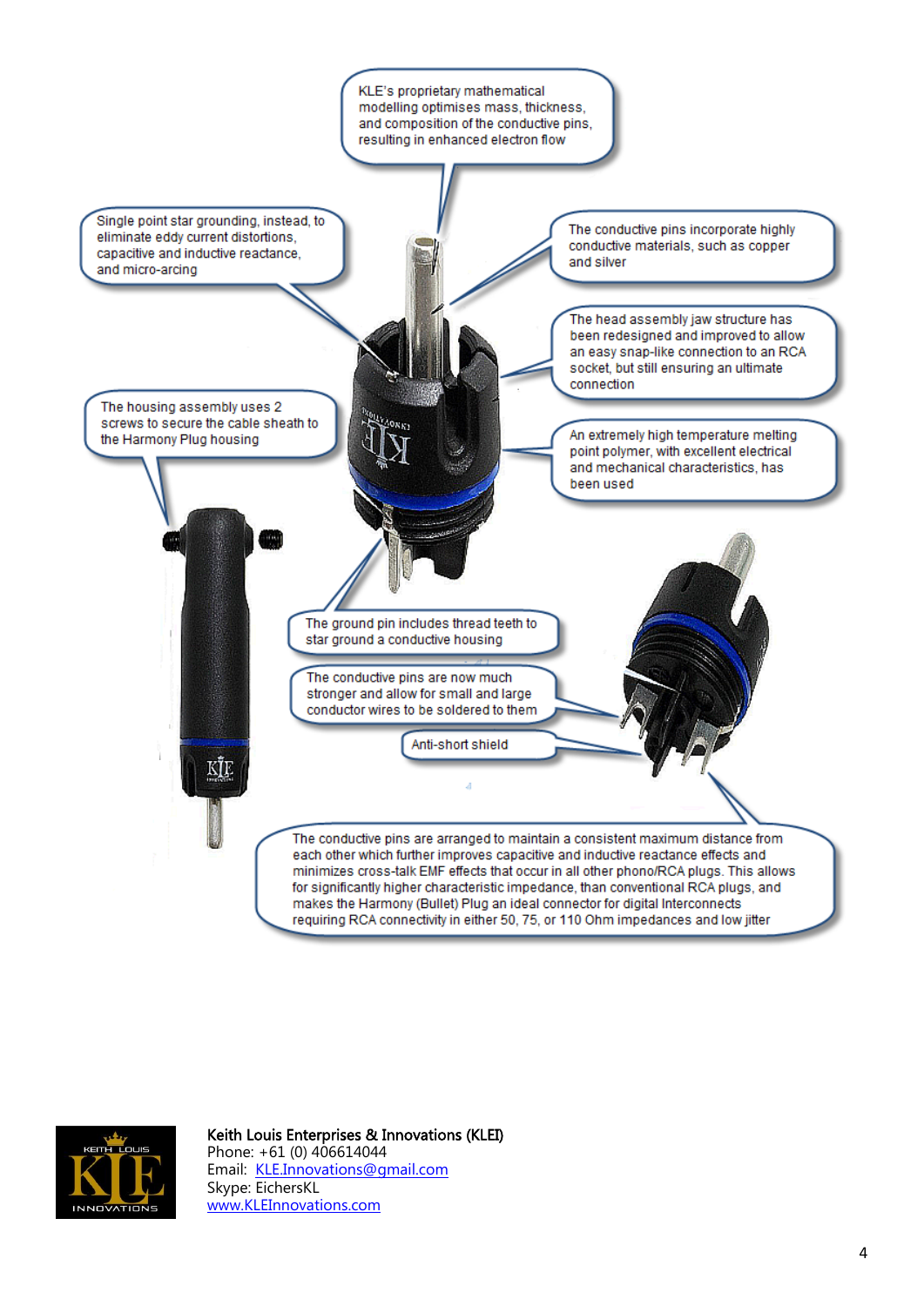KLE's proprietary mathematical modelling optimises mass, thickness, and composition of the conductive pins, resulting in enhanced electron flow

Single point star grounding, instead, to eliminate eddy current distortions, capacitive and inductive reactance, and micro-arcing

The conductive pins incorporate highly conductive materials, such as copper and silver

The head assembly jaw structure has been redesigned and improved to allow an easy snap-like connection to an RCA socket, but still ensuring an ultimate connection

The housing assembly uses 2 screws to secure the cable sheath to the Harmony Plug housing

An extremely high temperature melting point polymer, with excellent electrical and mechanical characteristics, has been used

The ground pin includes thread teeth to star ground a conductive housing

The conductive pins are now much stronger and allow for small and large conductor wires to be soldered to them

Anti-short shield

The conductive pins are arranged to maintain a consistent maximum distance from each other which further improves capacitive and inductive reactance effects and minimizes cross-talk EMF effects that occur in all other phono/RCA plugs. This allows for significantly higher characteristic impedance, than conventional RCA plugs, and makes the Harmony (Bullet) Plug an ideal connector for digital Interconnects requiring RCA connectivity in either 50, 75, or 110 Ohm impedances and low jitter

**Keith Louis Enterprises & Innovations (KLEI)**
Phone: +61 (0) 406614044
Email: KLE.Innovations@gmail.com
Skype: EichersKL
www.KLEInnovations.com